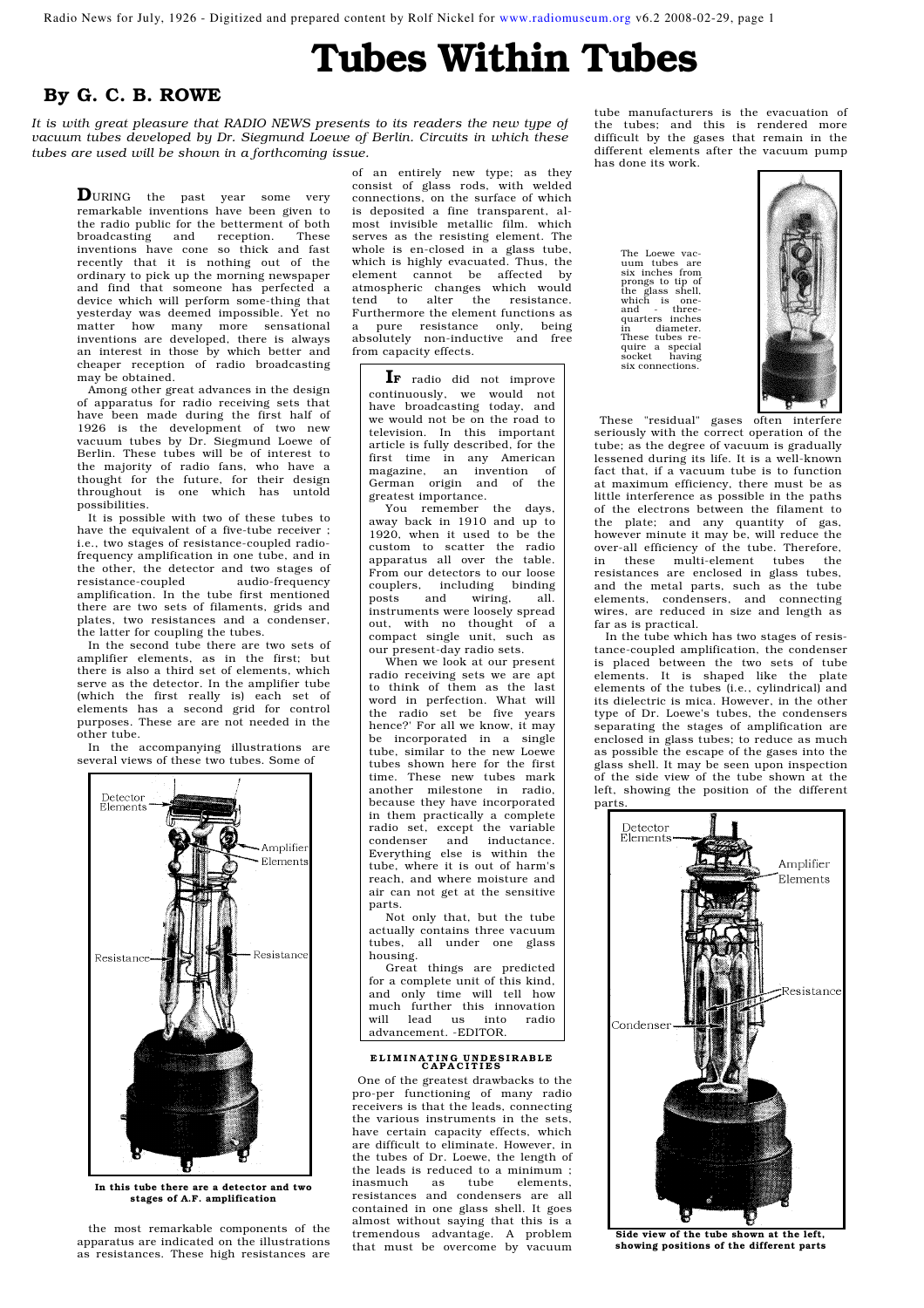# Tubes Within Tubes

## By G. C. B. ROWE

*It is with great pleasure that RADIO NEWS presents to its readers the new type of vacuum tubes developed by Dr. Siegmund Loewe of Berlin. Circuits in which these tubes are used will be shown in a forthcoming issue.*

DURING the past year some very remarkable inventions have been given to the radio public for the betterment of both broadcasting and reception. These inventions have cone so thick and fast recently that it is nothing out of the ordinary to pick up the morning newspaper and find that someone has perfected a device which will perform some-thing that yesterday was deemed impossible. Yet no matter how many more sensational inventions are developed, there is always an interest in those by which better and cheaper reception of radio broadcasting may be obtained.

Among other great advances in the design of apparatus for radio receiving sets that have been made during the first half of 1926 is the development of two new vacuum tubes by Dr. Siegmund Loewe of Berlin. These tubes will be of interest to the majority of radio fans, who have a thought for the future, for their design throughout is one which has untold possibilities.

It is possible with two of these tubes to have the equivalent of a five-tube receiver ; i.e., two stages of resistance-coupled radio-frequency amplification in one tube, and in the other, the detector and two stages of resistance-coupled audio-frequency amplification. In the tube first mentioned there are two sets of filaments, grids and plates, two resistances and a condenser, the latter for coupling the tubes.

In the second tube there are two sets of amplifier elements, as in the first; but there is also a third set of elements, which serve as the detector. In the amplifier tube (which the first really is) each set of elements has a second grid for control purposes. These are not needed in the other tube.

In the accompanying illustrations are several views of these two tubes. Some of the most remarkable components of the apparatus are indicated on the illustrations as resistances. These high resistances are of an entirely new type; as they consist of glass rods, with welded connections, on the surface of which is deposited a fine transparent, almost invisible metallic film. which serves as the resisting element. The whole is en-closed in a glass tube, which is highly evacuated. Thus, the element cannot be affected by atmospheric changes which would tend to alter the resistance. Furthermore the element functions as a pure resistance only, being absolutely non-inductive and free from capacity effects.

Detector Elements — Amplifier Elements — Resistance — Resistance

**In this tube there are a detector and two stages of A.F. amplification**

> IF radio did not improve continuously, we would not have broadcasting today, and we would not be on the road to television. In this important article is fully described, for the first time in any American magazine, an invention of German origin and of the greatest importance.
>
> You remember the days, away back in 1910 and up to 1920, when it used to be the custom to scatter the radio apparatus all over the table. From our detectors to our loose couplers, including binding posts and wiring, all. instruments were loosely spread out, with no thought of a compact single unit, such as our present-day radio sets.
>
> When we look at our present radio receiving sets we are apt to think of them as the last word in perfection. What will the radio set be five years hence?' For all we know, it may be incorporated in a single tube, similar to the new Loewe tubes shown here for the first time. These new tubes mark another milestone in radio, because they have incorporated in them practically a complete radio set, except the variable condenser and inductance. Everything else is within the tube, where it is out of harm's reach, and where moisture and air can not get at the sensitive parts.
>
> Not only that, but the tube actually contains three vacuum tubes, all under one glass housing.
>
> Great things are predicted for a complete unit of this kind, and only time will tell how much further this innovation will lead us into radio advancement. -EDITOR.

### ELIMINATING UNDESIRABLE CAPACITIES

One of the greatest drawbacks to the pro-per functioning of many radio receivers is that the leads, connecting the various instruments in the sets, have certain capacity effects, which are difficult to eliminate. However, in the tubes of Dr. Loewe, the length of the leads is reduced to a minimum ; inasmuch as tube elements, resistances and condensers are all contained in one glass shell. It goes almost without saying that this is a tremendous advantage. A problem that must be overcome by vacuum tube manufacturers is the evacuation of the tubes; and this is rendered more difficult by the gases that remain in the different elements after the vacuum pump has done its work.

The Loewe vacuum tubes are six inches from prongs to tip of the glass shell, which is one-and - three-quarters inches in diameter. These tubes require a special socket having six connections.

These "residual" gases often interfere seriously with the correct operation of the tube; as the degree of vacuum is gradually lessened during its life. It is a well-known fact that, if a vacuum tube is to function at maximum efficiency, there must be as little interference as possible in the paths of the electrons between the filament to the plate; and any quantity of gas, however minute it may be, will reduce the over-all efficiency of the tube. Therefore, in these multi-element tubes the resistances are enclosed in glass tubes, and the metal parts, such as the tube elements, condensers, and connecting wires, are reduced in size and length as far as is practical.

In the tube which has two stages of resistance-coupled amplification, the condenser is placed between the two sets of tube elements. It is shaped like the plate elements of the tubes (i.e., cylindrical) and its dielectric is mica. However, in the other type of Dr. Loewe's tubes, the condensers separating the stages of amplification are enclosed in glass tubes; to reduce as much as possible the escape of the gases into the glass shell. It may be seen upon inspection of the side view of the tube shown at the left, showing the position of the different parts.

Detector Elements — Amplifier Elements — Resistance — Condenser

**Side view of the tube shown at the left, showing positions of the different parts**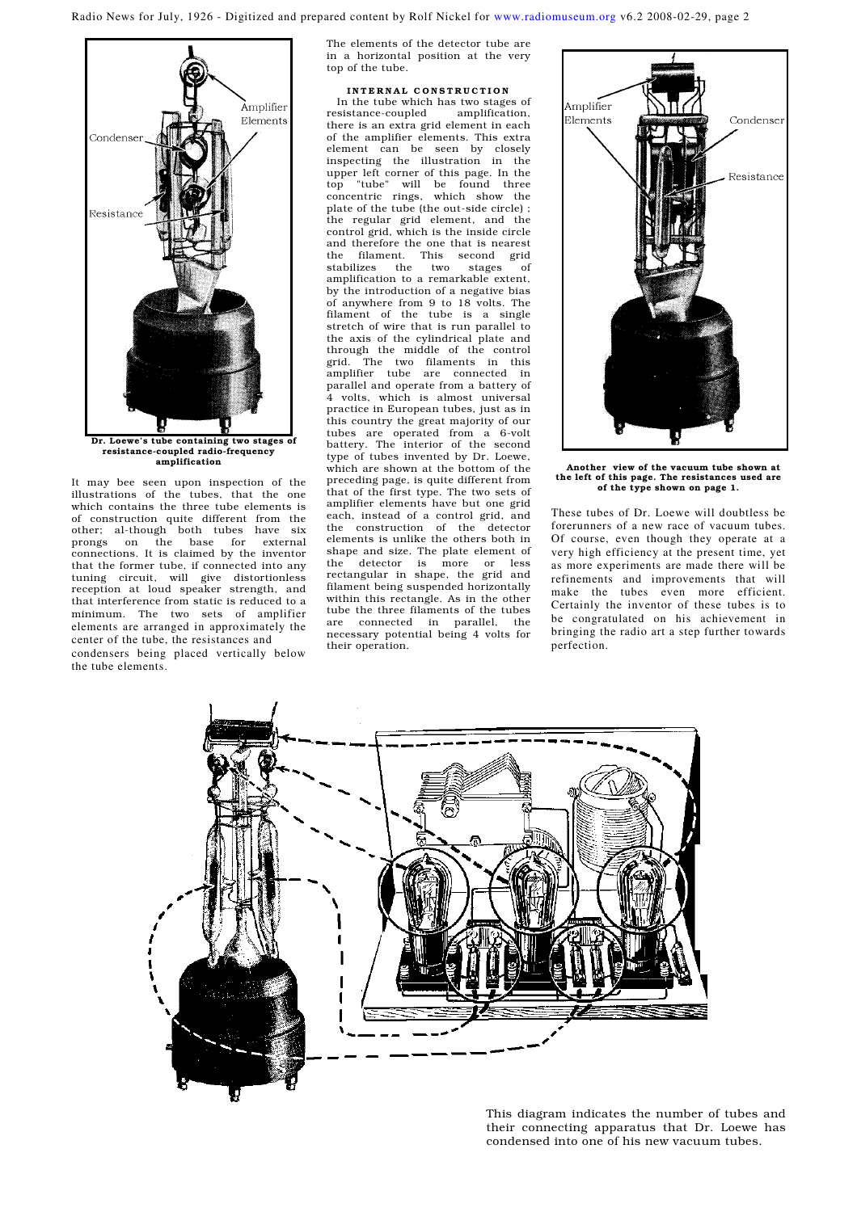Dr. Loewe's tube containing two stages of resistance-coupled radio-frequency amplification

It may bee seen upon inspection of the illustrations of the tubes, that the one which contains the three tube elements is of construction quite different from the other; al-though both tubes have six prongs on the base for external connections. It is claimed by the inventor that the former tube, if connected into any tuning circuit, will give distortionless reception at loud speaker strength, and that interference from static is reduced to a minimum. The two sets of amplifier elements are arranged in approximately the center of the tube, the resistances and condensers being placed vertically below the tube elements.

The elements of the detector tube are in a horizontal position at the very top of the tube.

### INTERNAL CONSTRUCTION

In the tube which has two stages of resistance-coupled amplification, there is an extra grid element in each of the amplifier elements. This extra element can be seen by closely inspecting the illustration in the upper left corner of this page. In the top "tube" will be found three concentric rings, which show the plate of the tube (the out-side circle) ; the regular grid element, and the control grid, which is the inside circle and therefore the one that is nearest the filament. This second grid stabilizes the two stages of amplification to a remarkable extent, by the introduction of a negative bias of anywhere from 9 to 18 volts. The filament of the tube is a single stretch of wire that is run parallel to the axis of the cylindrical plate and through the middle of the control grid. The two filaments in this amplifier tube are connected in parallel and operate from a battery of 4 volts, which is almost universal practice in European tubes, just as in this country the great majority of our tubes are operated from a 6-volt battery. The interior of the second type of tubes invented by Dr. Loewe, which are shown at the bottom of the preceding page, is quite different from that of the first type. The two sets of amplifier elements have but one grid each, instead of a control grid, and the construction of the detector elements is unlike the others both in shape and size. The plate element of the detector is more or less rectangular in shape, the grid and filament being suspended horizontally within this rectangle. As in the other tube the three filaments of the tubes are connected in parallel, the necessary potential being 4 volts for their operation.

Another view of the vacuum tube shown at the left of this page. The resistances used are of the type shown on page 1.

These tubes of Dr. Loewe will doubtless be forerunners of a new race of vacuum tubes. Of course, even though they operate at a very high efficiency at the present time, yet as more experiments are made there will be refinements and improvements that will make the tubes even more efficient. Certainly the inventor of these tubes is to be congratulated on his achievement in bringing the radio art a step further towards perfection.

This diagram indicates the number of tubes and their connecting apparatus that Dr. Loewe has condensed into one of his new vacuum tubes.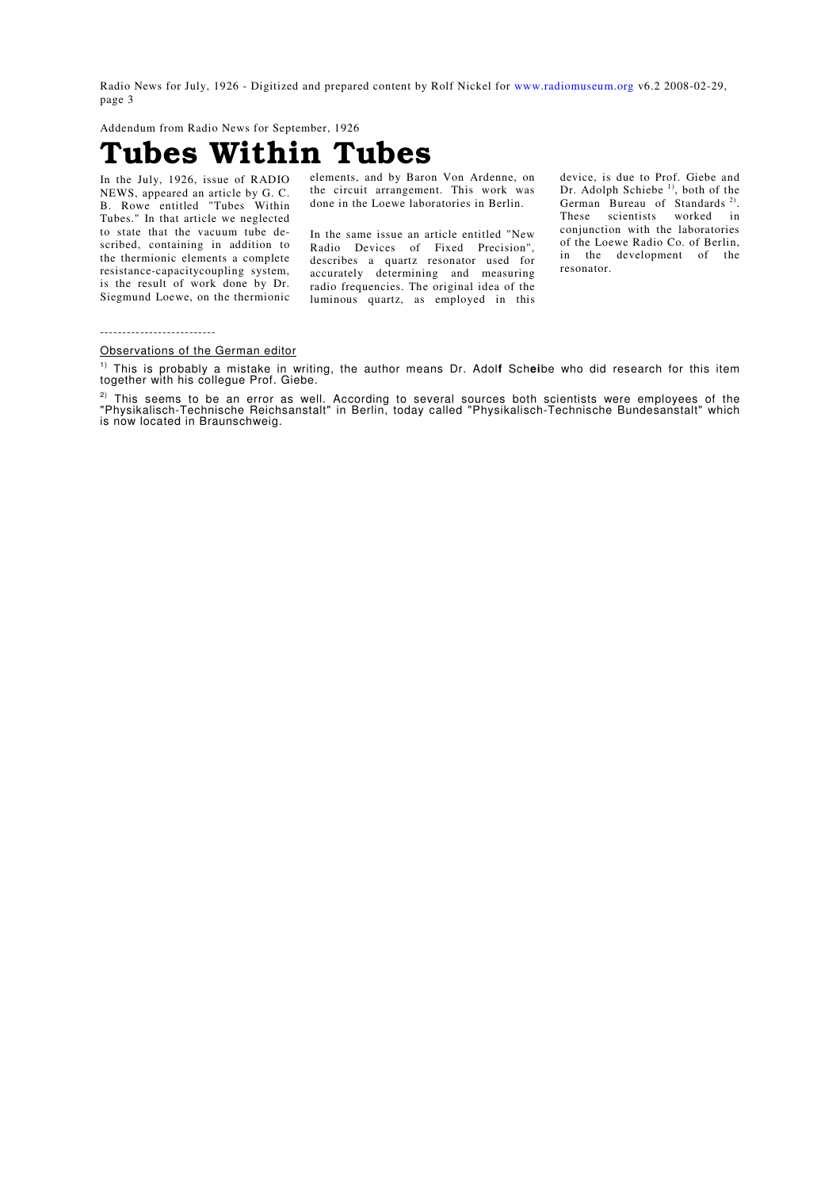Addendum from Radio News for September, 1926

# Tubes Within Tubes

In the July, 1926, issue of RADIO NEWS, appeared an article by G. C. B. Rowe entitled "Tubes Within Tubes." In that article we neglected to state that the vacuum tube described, containing in addition to the thermionic elements a complete resistance-capacitycoupling system, is the result of work done by Dr. Siegmund Loewe, on the thermionic elements, and by Baron Von Ardenne, on the circuit arrangement. This work was done in the Loewe laboratories in Berlin.

In the same issue an article entitled "New Radio Devices of Fixed Precision", describes a quartz resonator used for accurately determining and measuring radio frequencies. The original idea of the luminous quartz, as employed in this device, is due to Prof. Giebe and Dr. Adolph Schiebe [1], both of the German Bureau of Standards [2]. These scientists worked in conjunction with the laboratories of the Loewe Radio Co. of Berlin, in the development of the resonator.

--------------------------

Observations of the German editor

[1] This is probably a mistake in writing, the author means Dr. Adol**f** Sch**ei**be who did research for this item together with his collegue Prof. Giebe.

[2] This seems to be an error as well. According to several sources both scientists were employees of the "Physikalisch-Technische Reichsanstalt" in Berlin, today called "Physikalisch-Technische Bundesanstalt" which is now located in Braunschweig.